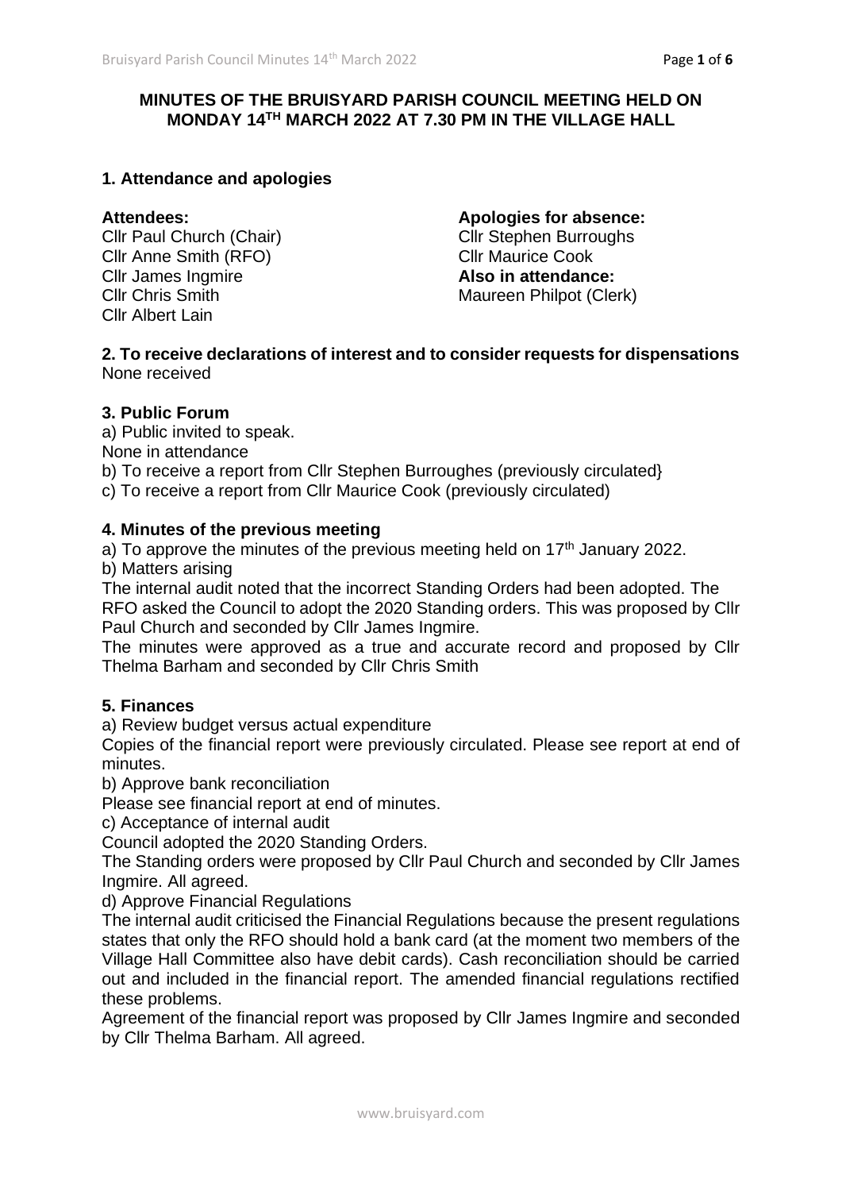**MINUTES OF THE BRUISYARD PARISH COUNCIL MEETING HELD ON MONDAY 14TH MARCH 2022 AT 7.30 PM IN THE VILLAGE HALL**

## 1. Attendance and apologies

**Attendees:**
Cllr Paul Church (Chair)
Cllr Anne Smith (RFO)
Cllr James Ingmire
Cllr Chris Smith
Cllr Albert Lain

**Apologies for absence:**
Cllr Stephen Burroughs
Cllr Maurice Cook

**Also in attendance:**
Maureen Philpot (Clerk)

## 2. To receive declarations of interest and to consider requests for dispensations

None received

## 3. Public Forum

a) Public invited to speak.
None in attendance
b) To receive a report from Cllr Stephen Burroughes (previously circulated}
c) To receive a report from Cllr Maurice Cook (previously circulated)

## 4. Minutes of the previous meeting

a) To approve the minutes of the previous meeting held on 17th January 2022.
b) Matters arising
The internal audit noted that the incorrect Standing Orders had been adopted. The RFO asked the Council to adopt the 2020 Standing orders. This was proposed by Cllr Paul Church and seconded by Cllr James Ingmire.
The minutes were approved as a true and accurate record and proposed by Cllr Thelma Barham and seconded by Cllr Chris Smith

## 5. Finances

a) Review budget versus actual expenditure
Copies of the financial report were previously circulated. Please see report at end of minutes.
b) Approve bank reconciliation
Please see financial report at end of minutes.
c) Acceptance of internal audit
Council adopted the 2020 Standing Orders.
The Standing orders were proposed by Cllr Paul Church and seconded by Cllr James Ingmire. All agreed.
d) Approve Financial Regulations
The internal audit criticised the Financial Regulations because the present regulations states that only the RFO should hold a bank card (at the moment two members of the Village Hall Committee also have debit cards). Cash reconciliation should be carried out and included in the financial report. The amended financial regulations rectified these problems.
Agreement of the financial report was proposed by Cllr James Ingmire and seconded by Cllr Thelma Barham. All agreed.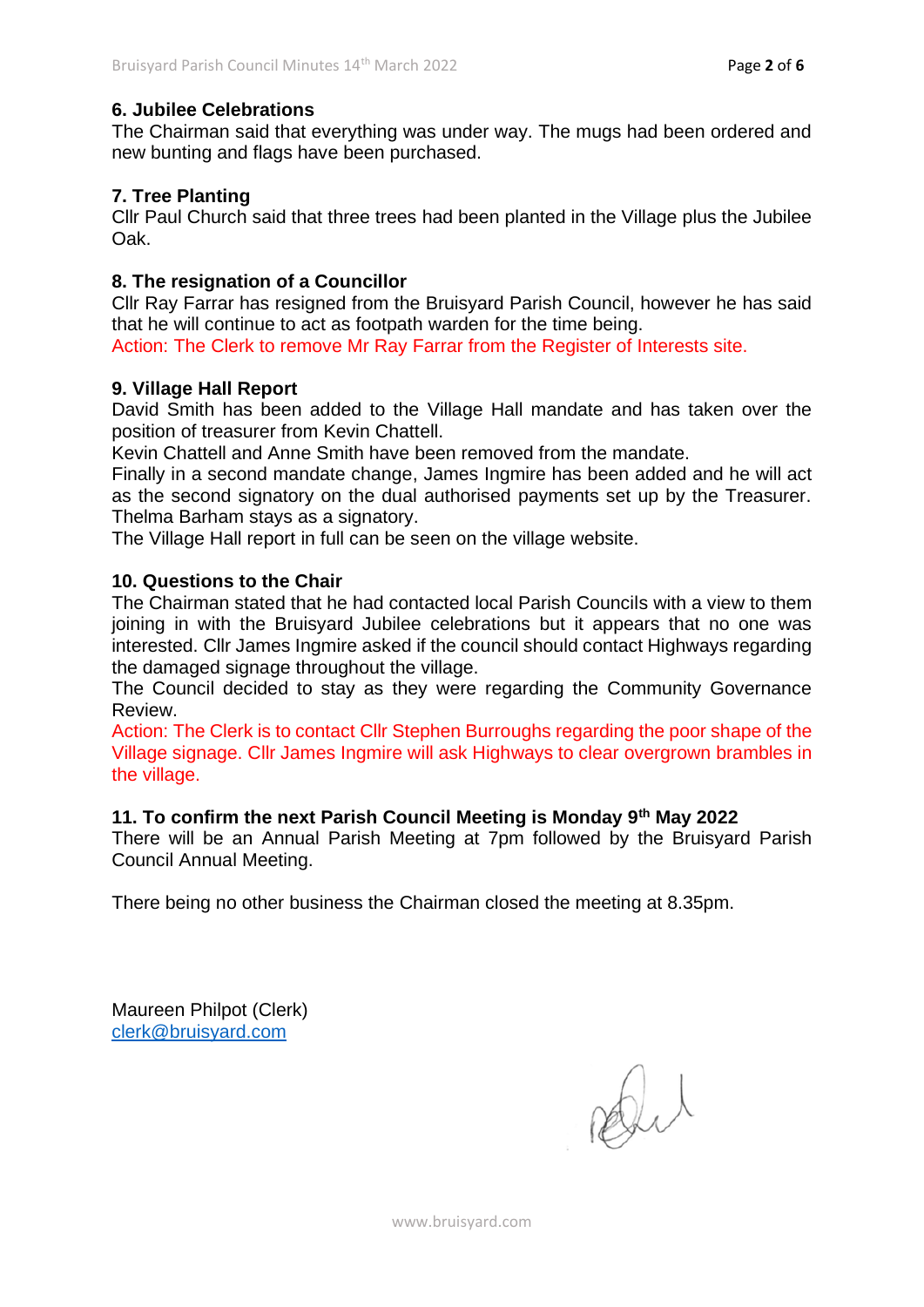### 6. Jubilee Celebrations

The Chairman said that everything was under way. The mugs had been ordered and new bunting and flags have been purchased.

### 7. Tree Planting

Cllr Paul Church said that three trees had been planted in the Village plus the Jubilee Oak.

### 8. The resignation of a Councillor

Cllr Ray Farrar has resigned from the Bruisyard Parish Council, however he has said that he will continue to act as footpath warden for the time being.

Action: The Clerk to remove Mr Ray Farrar from the Register of Interests site.

### 9. Village Hall Report

David Smith has been added to the Village Hall mandate and has taken over the position of treasurer from Kevin Chattell.

Kevin Chattell and Anne Smith have been removed from the mandate.

Finally in a second mandate change, James Ingmire has been added and he will act as the second signatory on the dual authorised payments set up by the Treasurer. Thelma Barham stays as a signatory.

The Village Hall report in full can be seen on the village website.

### 10. Questions to the Chair

The Chairman stated that he had contacted local Parish Councils with a view to them joining in with the Bruisyard Jubilee celebrations but it appears that no one was interested. Cllr James Ingmire asked if the council should contact Highways regarding the damaged signage throughout the village.

The Council decided to stay as they were regarding the Community Governance Review.

Action: The Clerk is to contact Cllr Stephen Burroughs regarding the poor shape of the Village signage. Cllr James Ingmire will ask Highways to clear overgrown brambles in the village.

### 11. To confirm the next Parish Council Meeting is Monday 9th May 2022

There will be an Annual Parish Meeting at 7pm followed by the Bruisyard Parish Council Annual Meeting.

There being no other business the Chairman closed the meeting at 8.35pm.

Maureen Philpot (Clerk)
clerk@bruisyard.com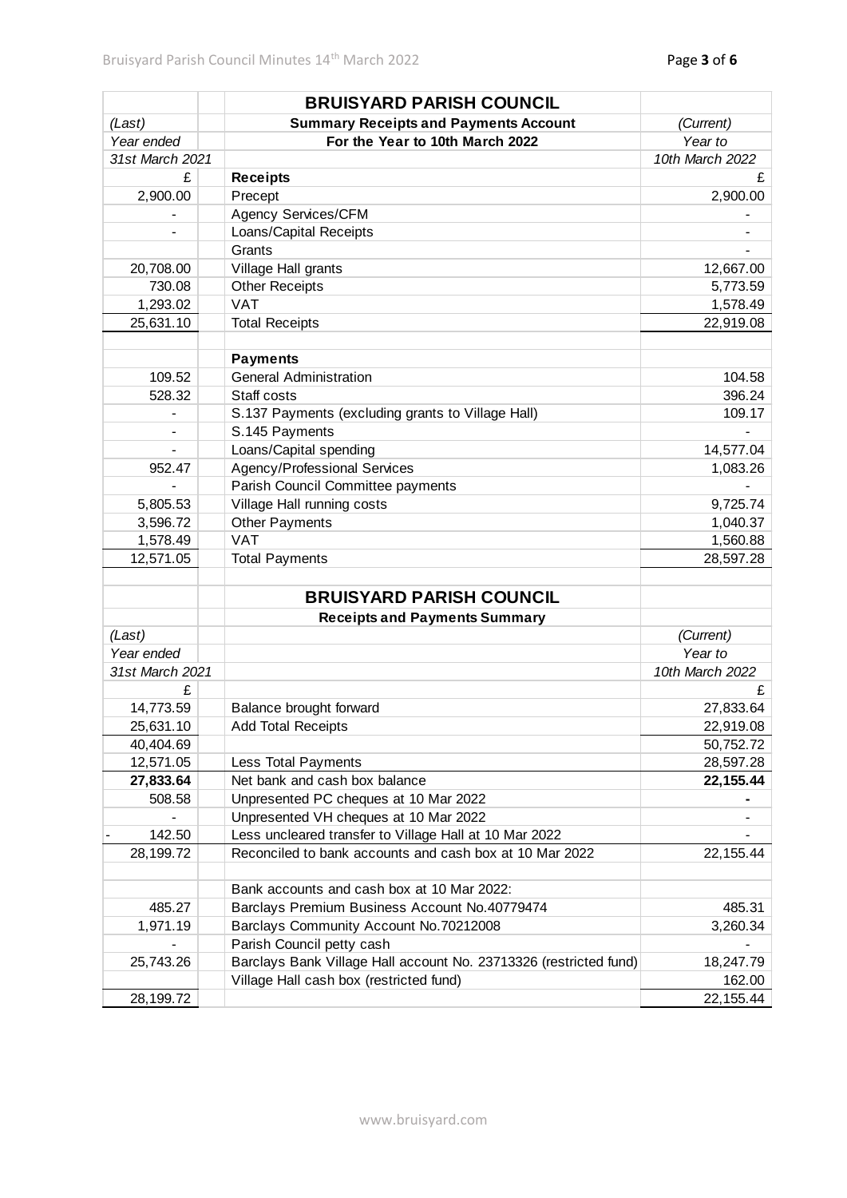| (Last) Year ended 31st March 2021 | | BRUISYARD PARISH COUNCIL<br>Summary Receipts and Payments Account<br>For the Year to 10th March 2022 | (Current) Year to 10th March 2022 |
|---|---|---|---|
| £ | | **Receipts** | £ |
| 2,900.00 | | Precept | 2,900.00 |
| - | | Agency Services/CFM | - |
| - | | Loans/Capital Receipts | - |
| | | Grants | - |
| 20,708.00 | | Village Hall grants | 12,667.00 |
| 730.08 | | Other Receipts | 5,773.59 |
| 1,293.02 | | VAT | 1,578.49 |
| 25,631.10 | | Total Receipts | 22,919.08 |
| | | | |
| | | **Payments** | |
| 109.52 | | General Administration | 104.58 |
| 528.32 | | Staff costs | 396.24 |
| - | | S.137 Payments (excluding grants to Village Hall) | 109.17 |
| - | | S.145 Payments | - |
| - | | Loans/Capital spending | 14,577.04 |
| 952.47 | | Agency/Professional Services | 1,083.26 |
| - | | Parish Council Committee payments | - |
| 5,805.53 | | Village Hall running costs | 9,725.74 |
| 3,596.72 | | Other Payments | 1,040.37 |
| 1,578.49 | | VAT | 1,560.88 |
| 12,571.05 | | Total Payments | 28,597.28 |

| (Last) Year ended 31st March 2021 | | BRUISYARD PARISH COUNCIL<br>Receipts and Payments Summary | (Current) Year to 10th March 2022 |
|---|---|---|---|
| £ | | | £ |
| 14,773.59 | | Balance brought forward | 27,833.64 |
| 25,631.10 | | Add Total Receipts | 22,919.08 |
| 40,404.69 | | | 50,752.72 |
| 12,571.05 | | Less Total Payments | 28,597.28 |
| **27,833.64** | | Net bank and cash box balance | **22,155.44** |
| 508.58 | | Unpresented PC cheques at 10 Mar 2022 | **-** |
| - | | Unpresented VH cheques at 10 Mar 2022 | - |
| - 142.50 | | Less uncleared transfer to Village Hall at 10 Mar 2022 | - |
| 28,199.72 | | Reconciled to bank accounts and cash box at 10 Mar 2022 | 22,155.44 |
| | | | |
| | | Bank accounts and cash box at 10 Mar 2022: | |
| 485.27 | | Barclays Premium Business Account No.40779474 | 485.31 |
| 1,971.19 | | Barclays Community Account No.70212008 | 3,260.34 |
| - | | Parish Council petty cash | - |
| 25,743.26 | | Barclays Bank Village Hall account No. 23713326 (restricted fund) | 18,247.79 |
| | | Village Hall cash box (restricted fund) | 162.00 |
| 28,199.72 | | | 22,155.44 |

www.bruisyard.com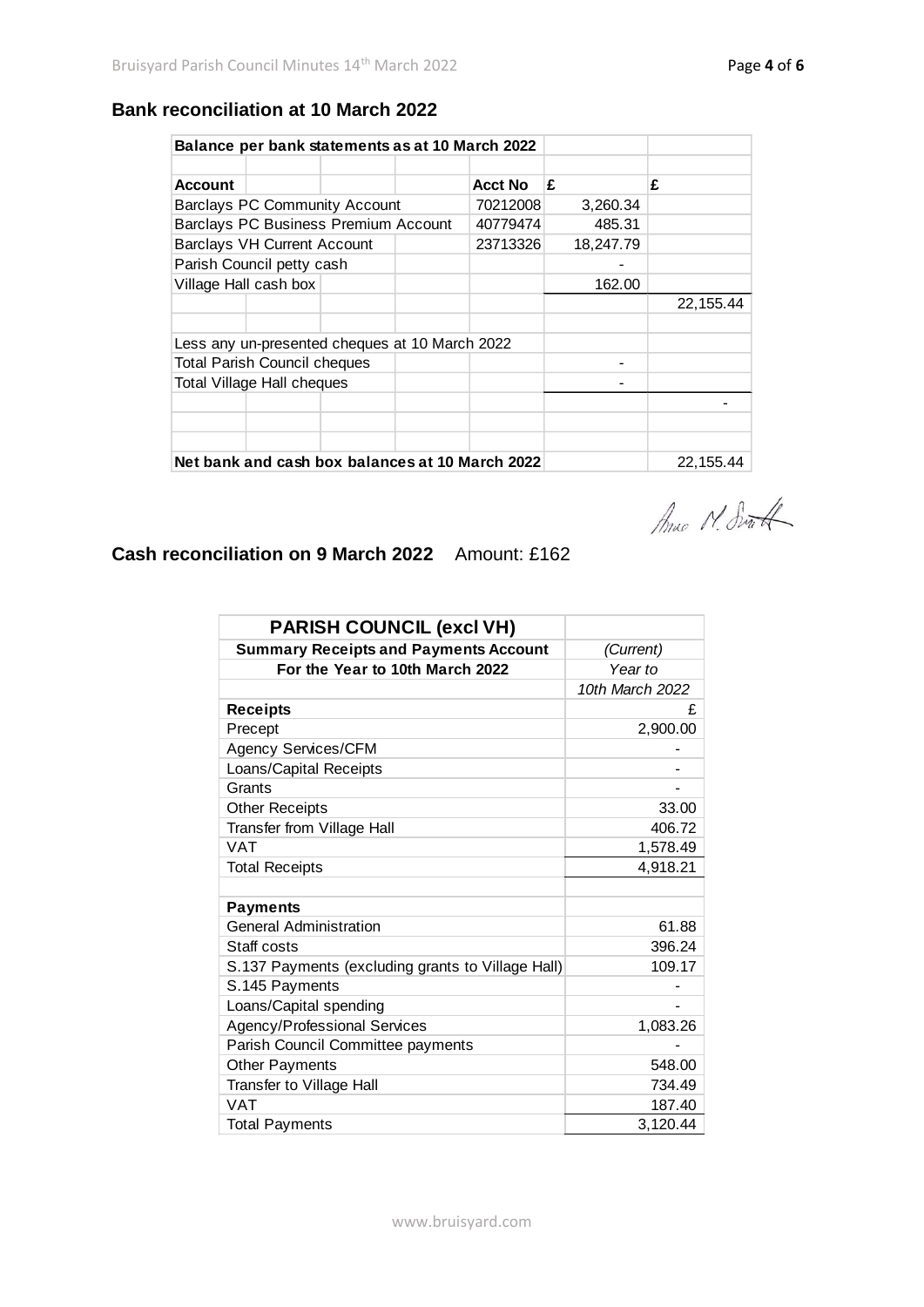## Bank reconciliation at 10 March 2022

| Balance per bank statements as at 10 March 2022 | | | |
|---|---|---|---|
| **Account** | **Acct No** | **£** | **£** |
| Barclays PC Community Account | 70212008 | 3,260.34 | |
| Barclays PC Business Premium Account | 40779474 | 485.31 | |
| Barclays VH Current Account | 23713326 | 18,247.79 | |
| Parish Council petty cash | | - | |
| Village Hall cash box | | 162.00 | |
| | | | 22,155.44 |
| Less any un-presented cheques at 10 March 2022 | | | |
| Total Parish Council cheques | | - | |
| Total Village Hall cheques | | - | |
| | | | - |
| **Net bank and cash box balances at 10 March 2022** | | | 22,155.44 |

Anne M. Smith

## Cash reconciliation on 9 March 2022     Amount: £162

| **PARISH COUNCIL (excl VH)** | |
|---|---|
| **Summary Receipts and Payments Account** | *(Current)* |
| **For the Year to 10th March 2022** | *Year to* |
| | *10th March 2022* |
| **Receipts** | £ |
| Precept | 2,900.00 |
| Agency Services/CFM | - |
| Loans/Capital Receipts | - |
| Grants | - |
| Other Receipts | 33.00 |
| Transfer from Village Hall | 406.72 |
| VAT | 1,578.49 |
| Total Receipts | 4,918.21 |
| | |
| **Payments** | |
| General Administration | 61.88 |
| Staff costs | 396.24 |
| S.137 Payments (excluding grants to Village Hall) | 109.17 |
| S.145 Payments | - |
| Loans/Capital spending | - |
| Agency/Professional Services | 1,083.26 |
| Parish Council Committee payments | - |
| Other Payments | 548.00 |
| Transfer to Village Hall | 734.49 |
| VAT | 187.40 |
| Total Payments | 3,120.44 |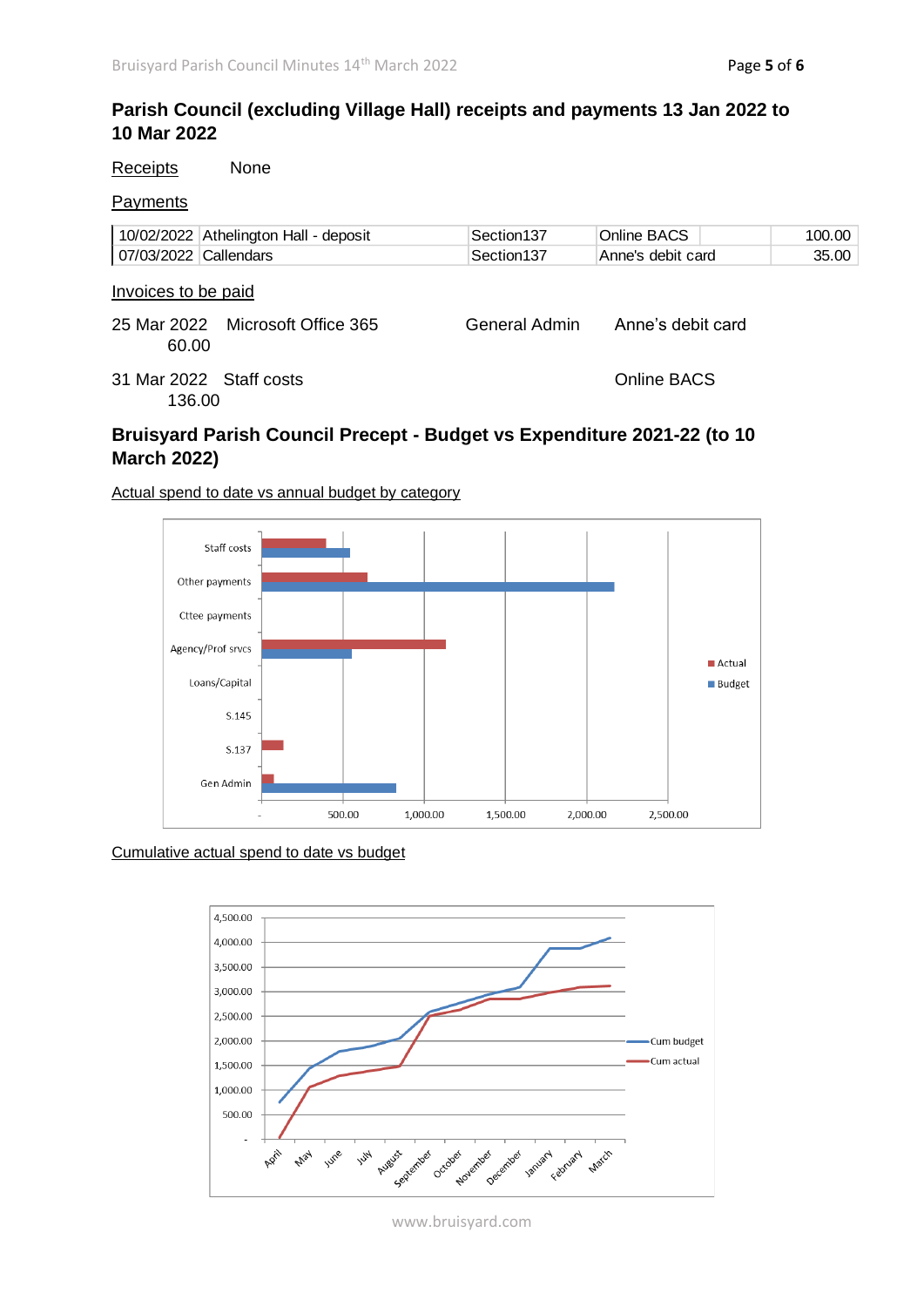## Parish Council (excluding Village Hall) receipts and payments 13 Jan 2022 to 10 Mar 2022

Receipts None

Payments

| | | | | | |
|---|---|---|---|---|---|
| 10/02/2022 | Athelington Hall - deposit | Section137 | Online BACS | | 100.00 |
| 07/03/2022 | Callendars | Section137 | Anne's debit card | | 35.00 |

Invoices to be paid

25 Mar 2022 Microsoft Office 365 General Admin Anne's debit card 60.00

31 Mar 2022 Staff costs Online BACS 136.00

## Bruisyard Parish Council Precept - Budget vs Expenditure 2021-22 (to 10 March 2022)

Actual spend to date vs annual budget by category

Cumulative actual spend to date vs budget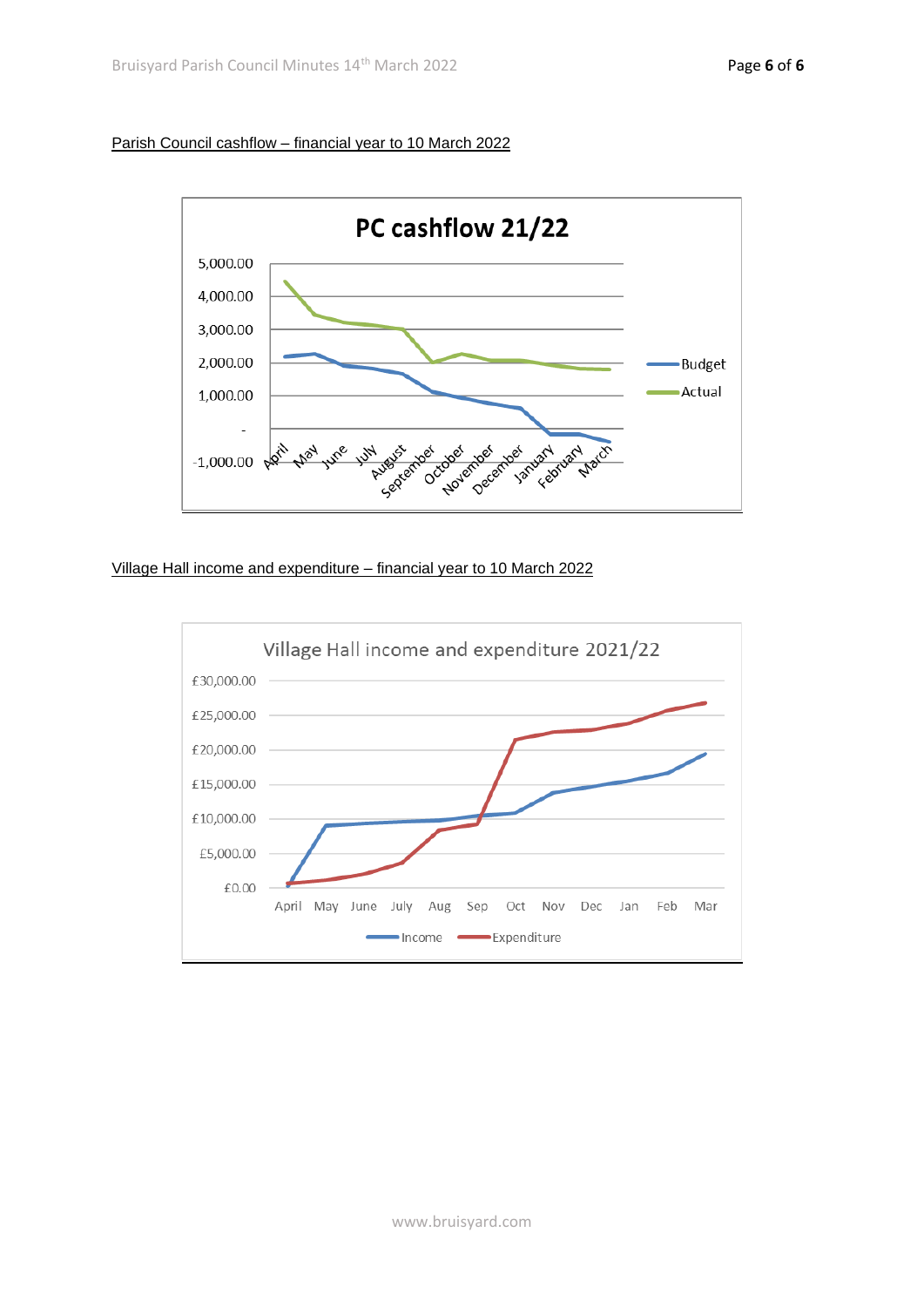Parish Council cashflow – financial year to 10 March 2022

PC cashflow 21/22

5,000.00
4,000.00
3,000.00
2,000.00
1,000.00
-
-1,000.00

April May June July August September October November December January February March

Budget
Actual

Village Hall income and expenditure – financial year to 10 March 2022

Village Hall income and expenditure 2021/22

£30,000.00
£25,000.00
£20,000.00
£15,000.00
£10,000.00
£5,000.00
£0.00

April May June July Aug Sep Oct Nov Dec Jan Feb Mar

Income
Expenditure